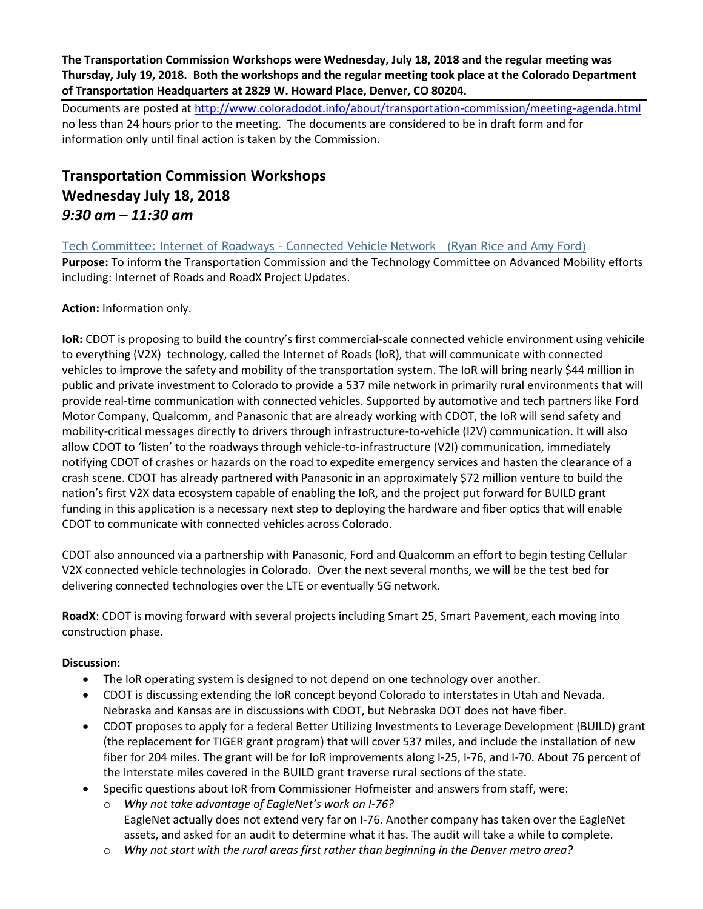**The Transportation Commission Workshops were Wednesday, July 18, 2018 and the regular meeting was Thursday, July 19, 2018. Both the workshops and the regular meeting took place at the Colorado Department of Transportation Headquarters at 2829 W. Howard Place, Denver, CO 80204.**

Documents are posted at http://www.coloradodot.info/about/transportation-commission/meeting-agenda.html no less than 24 hours prior to the meeting. The documents are considered to be in draft form and for information only until final action is taken by the Commission.

# Transportation Commission Workshops
## Wednesday July 18, 2018
## *9:30 am – 11:30 am*

Tech Committee: Internet of Roadways - Connected Vehicle Network (Ryan Rice and Amy Ford)

**Purpose:** To inform the Transportation Commission and the Technology Committee on Advanced Mobility efforts including: Internet of Roads and RoadX Project Updates.

**Action:** Information only.

**IoR:** CDOT is proposing to build the country's first commercial-scale connected vehicle environment using vehicile to everything (V2X) technology, called the Internet of Roads (IoR), that will communicate with connected vehicles to improve the safety and mobility of the transportation system. The IoR will bring nearly $44 million in public and private investment to Colorado to provide a 537 mile network in primarily rural environments that will provide real-time communication with connected vehicles. Supported by automotive and tech partners like Ford Motor Company, Qualcomm, and Panasonic that are already working with CDOT, the IoR will send safety and mobility-critical messages directly to drivers through infrastructure-to-vehicle (I2V) communication. It will also allow CDOT to 'listen' to the roadways through vehicle-to-infrastructure (V2I) communication, immediately notifying CDOT of crashes or hazards on the road to expedite emergency services and hasten the clearance of a crash scene. CDOT has already partnered with Panasonic in an approximately $72 million venture to build the nation's first V2X data ecosystem capable of enabling the IoR, and the project put forward for BUILD grant funding in this application is a necessary next step to deploying the hardware and fiber optics that will enable CDOT to communicate with connected vehicles across Colorado.

CDOT also announced via a partnership with Panasonic, Ford and Qualcomm an effort to begin testing Cellular V2X connected vehicle technologies in Colorado. Over the next several months, we will be the test bed for delivering connected technologies over the LTE or eventually 5G network.

**RoadX**: CDOT is moving forward with several projects including Smart 25, Smart Pavement, each moving into construction phase.

**Discussion:**

- The IoR operating system is designed to not depend on one technology over another.
- CDOT is discussing extending the IoR concept beyond Colorado to interstates in Utah and Nevada. Nebraska and Kansas are in discussions with CDOT, but Nebraska DOT does not have fiber.
- CDOT proposes to apply for a federal Better Utilizing Investments to Leverage Development (BUILD) grant (the replacement for TIGER grant program) that will cover 537 miles, and include the installation of new fiber for 204 miles. The grant will be for IoR improvements along I-25, I-76, and I-70. About 76 percent of the Interstate miles covered in the BUILD grant traverse rural sections of the state.
- Specific questions about IoR from Commissioner Hofmeister and answers from staff, were:
    - *Why not take advantage of EagleNet's work on I-76?*
      EagleNet actually does not extend very far on I-76. Another company has taken over the EagleNet assets, and asked for an audit to determine what it has. The audit will take a while to complete.
    - *Why not start with the rural areas first rather than beginning in the Denver metro area?*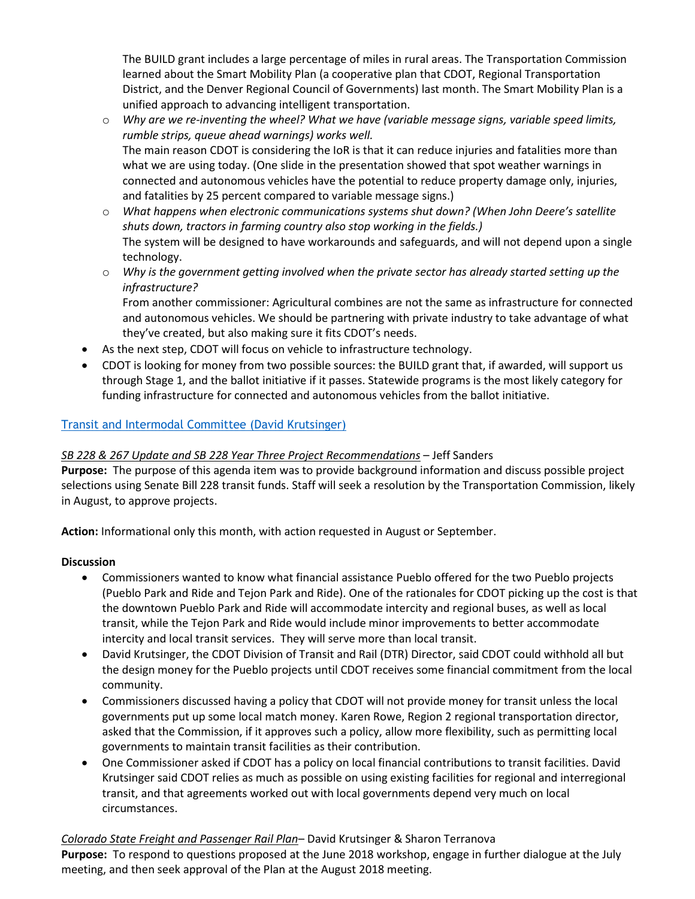The BUILD grant includes a large percentage of miles in rural areas. The Transportation Commission learned about the Smart Mobility Plan (a cooperative plan that CDOT, Regional Transportation District, and the Denver Regional Council of Governments) last month. The Smart Mobility Plan is a unified approach to advancing intelligent transportation.

  - *Why are we re-inventing the wheel? What we have (variable message signs, variable speed limits, rumble strips, queue ahead warnings) works well.*
    The main reason CDOT is considering the IoR is that it can reduce injuries and fatalities more than what we are using today. (One slide in the presentation showed that spot weather warnings in connected and autonomous vehicles have the potential to reduce property damage only, injuries, and fatalities by 25 percent compared to variable message signs.)
  - *What happens when electronic communications systems shut down? (When John Deere's satellite shuts down, tractors in farming country also stop working in the fields.)*
    The system will be designed to have workarounds and safeguards, and will not depend upon a single technology.
  - *Why is the government getting involved when the private sector has already started setting up the infrastructure?*
    From another commissioner: Agricultural combines are not the same as infrastructure for connected and autonomous vehicles. We should be partnering with private industry to take advantage of what they've created, but also making sure it fits CDOT's needs.

- As the next step, CDOT will focus on vehicle to infrastructure technology.
- CDOT is looking for money from two possible sources: the BUILD grant that, if awarded, will support us through Stage 1, and the ballot initiative if it passes. Statewide programs is the most likely category for funding infrastructure for connected and autonomous vehicles from the ballot initiative.

## Transit and Intermodal Committee (David Krutsinger)

*SB 228 & 267 Update and SB 228 Year Three Project Recommendations* – Jeff Sanders

**Purpose:** The purpose of this agenda item was to provide background information and discuss possible project selections using Senate Bill 228 transit funds. Staff will seek a resolution by the Transportation Commission, likely in August, to approve projects.

**Action:** Informational only this month, with action requested in August or September.

**Discussion**

- Commissioners wanted to know what financial assistance Pueblo offered for the two Pueblo projects (Pueblo Park and Ride and Tejon Park and Ride). One of the rationales for CDOT picking up the cost is that the downtown Pueblo Park and Ride will accommodate intercity and regional buses, as well as local transit, while the Tejon Park and Ride would include minor improvements to better accommodate intercity and local transit services. They will serve more than local transit.
- David Krutsinger, the CDOT Division of Transit and Rail (DTR) Director, said CDOT could withhold all but the design money for the Pueblo projects until CDOT receives some financial commitment from the local community.
- Commissioners discussed having a policy that CDOT will not provide money for transit unless the local governments put up some local match money. Karen Rowe, Region 2 regional transportation director, asked that the Commission, if it approves such a policy, allow more flexibility, such as permitting local governments to maintain transit facilities as their contribution.
- One Commissioner asked if CDOT has a policy on local financial contributions to transit facilities. David Krutsinger said CDOT relies as much as possible on using existing facilities for regional and interregional transit, and that agreements worked out with local governments depend very much on local circumstances.

*Colorado State Freight and Passenger Rail Plan*– David Krutsinger & Sharon Terranova

**Purpose:** To respond to questions proposed at the June 2018 workshop, engage in further dialogue at the July meeting, and then seek approval of the Plan at the August 2018 meeting.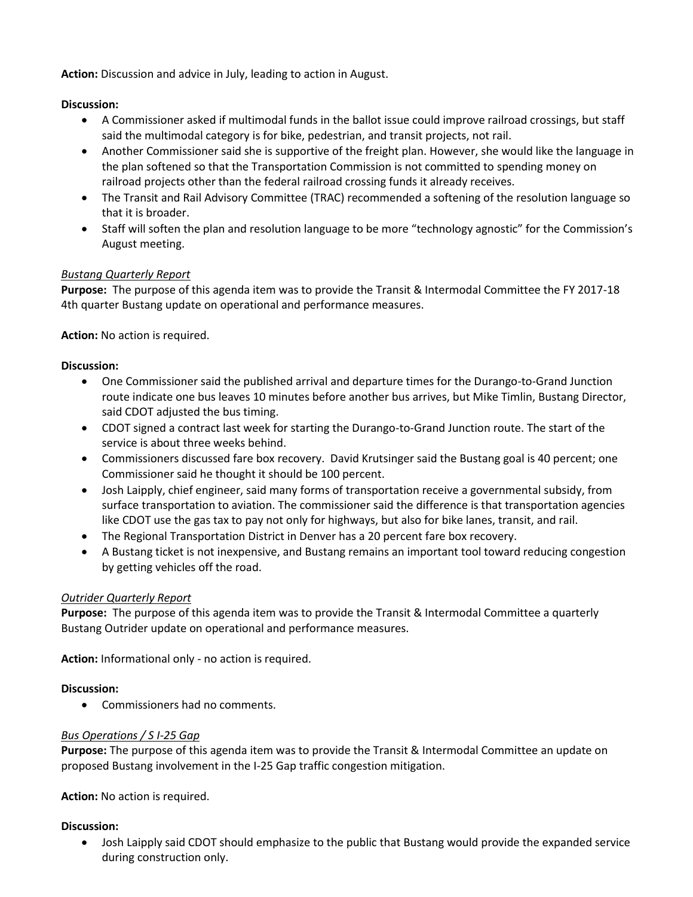**Action:** Discussion and advice in July, leading to action in August.

**Discussion:**

- A Commissioner asked if multimodal funds in the ballot issue could improve railroad crossings, but staff said the multimodal category is for bike, pedestrian, and transit projects, not rail.
- Another Commissioner said she is supportive of the freight plan. However, she would like the language in the plan softened so that the Transportation Commission is not committed to spending money on railroad projects other than the federal railroad crossing funds it already receives.
- The Transit and Rail Advisory Committee (TRAC) recommended a softening of the resolution language so that it is broader.
- Staff will soften the plan and resolution language to be more "technology agnostic" for the Commission's August meeting.

*Bustang Quarterly Report*

**Purpose:** The purpose of this agenda item was to provide the Transit & Intermodal Committee the FY 2017-18 4th quarter Bustang update on operational and performance measures.

**Action:** No action is required.

**Discussion:**

- One Commissioner said the published arrival and departure times for the Durango-to-Grand Junction route indicate one bus leaves 10 minutes before another bus arrives, but Mike Timlin, Bustang Director, said CDOT adjusted the bus timing.
- CDOT signed a contract last week for starting the Durango-to-Grand Junction route. The start of the service is about three weeks behind.
- Commissioners discussed fare box recovery. David Krutsinger said the Bustang goal is 40 percent; one Commissioner said he thought it should be 100 percent.
- Josh Laipply, chief engineer, said many forms of transportation receive a governmental subsidy, from surface transportation to aviation. The commissioner said the difference is that transportation agencies like CDOT use the gas tax to pay not only for highways, but also for bike lanes, transit, and rail.
- The Regional Transportation District in Denver has a 20 percent fare box recovery.
- A Bustang ticket is not inexpensive, and Bustang remains an important tool toward reducing congestion by getting vehicles off the road.

*Outrider Quarterly Report*

**Purpose:** The purpose of this agenda item was to provide the Transit & Intermodal Committee a quarterly Bustang Outrider update on operational and performance measures.

**Action:** Informational only - no action is required.

**Discussion:**

- Commissioners had no comments.

*Bus Operations / S I-25 Gap*

**Purpose:** The purpose of this agenda item was to provide the Transit & Intermodal Committee an update on proposed Bustang involvement in the I-25 Gap traffic congestion mitigation.

**Action:** No action is required.

**Discussion:**

- Josh Laipply said CDOT should emphasize to the public that Bustang would provide the expanded service during construction only.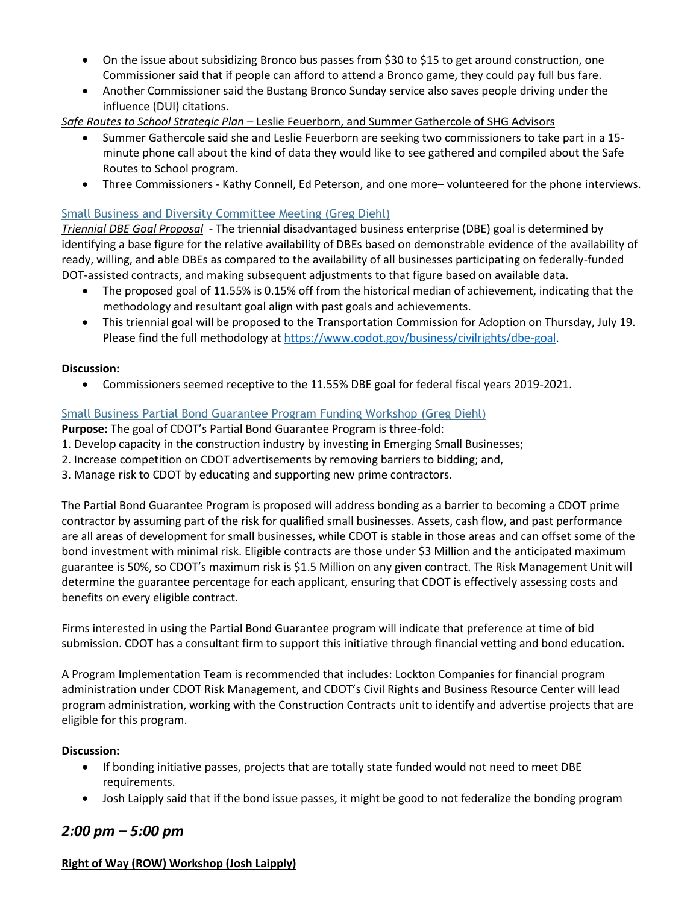- On the issue about subsidizing Bronco bus passes from $30 to $15 to get around construction, one Commissioner said that if people can afford to attend a Bronco game, they could pay full bus fare.
- Another Commissioner said the Bustang Bronco Sunday service also saves people driving under the influence (DUI) citations.

*Safe Routes to School Strategic Plan* – Leslie Feuerborn, and Summer Gathercole of SHG Advisors

- Summer Gathercole said she and Leslie Feuerborn are seeking two commissioners to take part in a 15-minute phone call about the kind of data they would like to see gathered and compiled about the Safe Routes to School program.
- Three Commissioners - Kathy Connell, Ed Peterson, and one more– volunteered for the phone interviews.

### Small Business and Diversity Committee Meeting (Greg Diehl)

***Triennial DBE Goal Proposal*** - The triennial disadvantaged business enterprise (DBE) goal is determined by identifying a base figure for the relative availability of DBEs based on demonstrable evidence of the availability of ready, willing, and able DBEs as compared to the availability of all businesses participating on federally-funded DOT-assisted contracts, and making subsequent adjustments to that figure based on available data.

- The proposed goal of 11.55% is 0.15% off from the historical median of achievement, indicating that the methodology and resultant goal align with past goals and achievements.
- This triennial goal will be proposed to the Transportation Commission for Adoption on Thursday, July 19. Please find the full methodology at https://www.codot.gov/business/civilrights/dbe-goal.

**Discussion:**

- Commissioners seemed receptive to the 11.55% DBE goal for federal fiscal years 2019-2021.

### Small Business Partial Bond Guarantee Program Funding Workshop (Greg Diehl)

**Purpose:** The goal of CDOT's Partial Bond Guarantee Program is three-fold:

1. Develop capacity in the construction industry by investing in Emerging Small Businesses;
2. Increase competition on CDOT advertisements by removing barriers to bidding; and,
3. Manage risk to CDOT by educating and supporting new prime contractors.

The Partial Bond Guarantee Program is proposed will address bonding as a barrier to becoming a CDOT prime contractor by assuming part of the risk for qualified small businesses. Assets, cash flow, and past performance are all areas of development for small businesses, while CDOT is stable in those areas and can offset some of the bond investment with minimal risk. Eligible contracts are those under $3 Million and the anticipated maximum guarantee is 50%, so CDOT's maximum risk is $1.5 Million on any given contract. The Risk Management Unit will determine the guarantee percentage for each applicant, ensuring that CDOT is effectively assessing costs and benefits on every eligible contract.

Firms interested in using the Partial Bond Guarantee program will indicate that preference at time of bid submission. CDOT has a consultant firm to support this initiative through financial vetting and bond education.

A Program Implementation Team is recommended that includes: Lockton Companies for financial program administration under CDOT Risk Management, and CDOT's Civil Rights and Business Resource Center will lead program administration, working with the Construction Contracts unit to identify and advertise projects that are eligible for this program.

**Discussion:**

- If bonding initiative passes, projects that are totally state funded would not need to meet DBE requirements.
- Josh Laipply said that if the bond issue passes, it might be good to not federalize the bonding program

## *2:00 pm – 5:00 pm*

**Right of Way (ROW) Workshop (Josh Laipply)**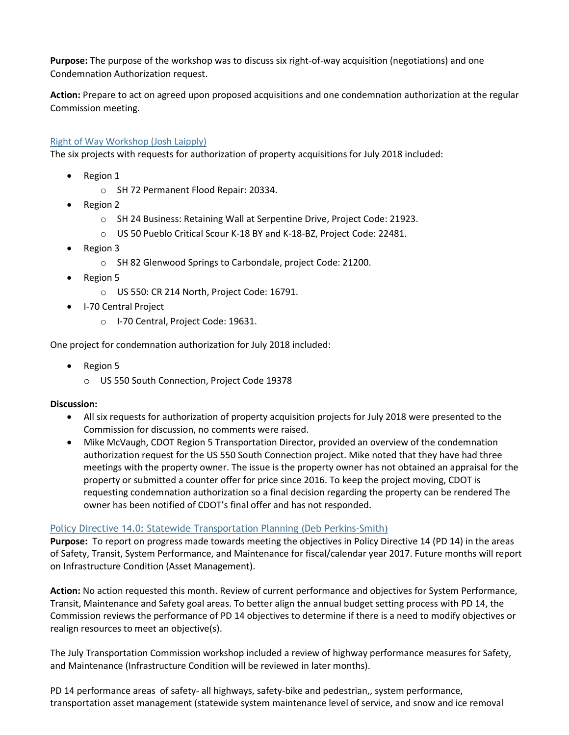**Purpose:** The purpose of the workshop was to discuss six right-of-way acquisition (negotiations) and one Condemnation Authorization request.

**Action:** Prepare to act on agreed upon proposed acquisitions and one condemnation authorization at the regular Commission meeting.

### Right of Way Workshop (Josh Laipply)

The six projects with requests for authorization of property acquisitions for July 2018 included:

- Region 1
  - SH 72 Permanent Flood Repair: 20334.
- Region 2
  - SH 24 Business: Retaining Wall at Serpentine Drive, Project Code: 21923.
  - US 50 Pueblo Critical Scour K-18 BY and K-18-BZ, Project Code: 22481.
- Region 3
  - SH 82 Glenwood Springs to Carbondale, project Code: 21200.
- Region 5
  - US 550: CR 214 North, Project Code: 16791.
- I-70 Central Project
  - I-70 Central, Project Code: 19631.

One project for condemnation authorization for July 2018 included:

- Region 5
  - US 550 South Connection, Project Code 19378

**Discussion:**

- All six requests for authorization of property acquisition projects for July 2018 were presented to the Commission for discussion, no comments were raised.
- Mike McVaugh, CDOT Region 5 Transportation Director, provided an overview of the condemnation authorization request for the US 550 South Connection project. Mike noted that they have had three meetings with the property owner. The issue is the property owner has not obtained an appraisal for the property or submitted a counter offer for price since 2016. To keep the project moving, CDOT is requesting condemnation authorization so a final decision regarding the property can be rendered The owner has been notified of CDOT's final offer and has not responded.

### Policy Directive 14.0: Statewide Transportation Planning (Deb Perkins-Smith)

**Purpose:** To report on progress made towards meeting the objectives in Policy Directive 14 (PD 14) in the areas of Safety, Transit, System Performance, and Maintenance for fiscal/calendar year 2017. Future months will report on Infrastructure Condition (Asset Management).

**Action:** No action requested this month. Review of current performance and objectives for System Performance, Transit, Maintenance and Safety goal areas. To better align the annual budget setting process with PD 14, the Commission reviews the performance of PD 14 objectives to determine if there is a need to modify objectives or realign resources to meet an objective(s).

The July Transportation Commission workshop included a review of highway performance measures for Safety, and Maintenance (Infrastructure Condition will be reviewed in later months).

PD 14 performance areas of safety- all highways, safety-bike and pedestrian,, system performance, transportation asset management (statewide system maintenance level of service, and snow and ice removal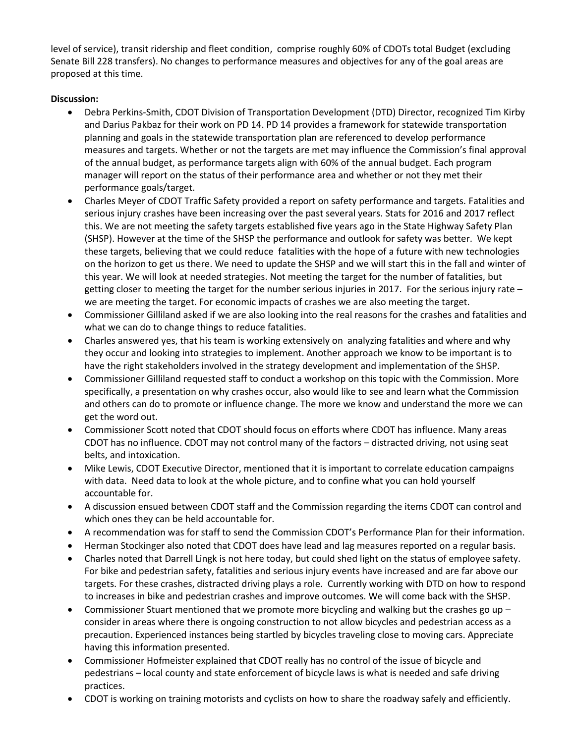level of service), transit ridership and fleet condition, comprise roughly 60% of CDOTs total Budget (excluding Senate Bill 228 transfers). No changes to performance measures and objectives for any of the goal areas are proposed at this time.

**Discussion:**

- Debra Perkins-Smith, CDOT Division of Transportation Development (DTD) Director, recognized Tim Kirby and Darius Pakbaz for their work on PD 14. PD 14 provides a framework for statewide transportation planning and goals in the statewide transportation plan are referenced to develop performance measures and targets. Whether or not the targets are met may influence the Commission's final approval of the annual budget, as performance targets align with 60% of the annual budget. Each program manager will report on the status of their performance area and whether or not they met their performance goals/target.
- Charles Meyer of CDOT Traffic Safety provided a report on safety performance and targets. Fatalities and serious injury crashes have been increasing over the past several years. Stats for 2016 and 2017 reflect this. We are not meeting the safety targets established five years ago in the State Highway Safety Plan (SHSP). However at the time of the SHSP the performance and outlook for safety was better. We kept these targets, believing that we could reduce fatalities with the hope of a future with new technologies on the horizon to get us there. We need to update the SHSP and we will start this in the fall and winter of this year. We will look at needed strategies. Not meeting the target for the number of fatalities, but getting closer to meeting the target for the number serious injuries in 2017. For the serious injury rate – we are meeting the target. For economic impacts of crashes we are also meeting the target.
- Commissioner Gilliland asked if we are also looking into the real reasons for the crashes and fatalities and what we can do to change things to reduce fatalities.
- Charles answered yes, that his team is working extensively on analyzing fatalities and where and why they occur and looking into strategies to implement. Another approach we know to be important is to have the right stakeholders involved in the strategy development and implementation of the SHSP.
- Commissioner Gilliland requested staff to conduct a workshop on this topic with the Commission. More specifically, a presentation on why crashes occur, also would like to see and learn what the Commission and others can do to promote or influence change. The more we know and understand the more we can get the word out.
- Commissioner Scott noted that CDOT should focus on efforts where CDOT has influence. Many areas CDOT has no influence. CDOT may not control many of the factors – distracted driving, not using seat belts, and intoxication.
- Mike Lewis, CDOT Executive Director, mentioned that it is important to correlate education campaigns with data. Need data to look at the whole picture, and to confine what you can hold yourself accountable for.
- A discussion ensued between CDOT staff and the Commission regarding the items CDOT can control and which ones they can be held accountable for.
- A recommendation was for staff to send the Commission CDOT's Performance Plan for their information.
- Herman Stockinger also noted that CDOT does have lead and lag measures reported on a regular basis.
- Charles noted that Darrell Lingk is not here today, but could shed light on the status of employee safety. For bike and pedestrian safety, fatalities and serious injury events have increased and are far above our targets. For these crashes, distracted driving plays a role. Currently working with DTD on how to respond to increases in bike and pedestrian crashes and improve outcomes. We will come back with the SHSP.
- Commissioner Stuart mentioned that we promote more bicycling and walking but the crashes go up – consider in areas where there is ongoing construction to not allow bicycles and pedestrian access as a precaution. Experienced instances being startled by bicycles traveling close to moving cars. Appreciate having this information presented.
- Commissioner Hofmeister explained that CDOT really has no control of the issue of bicycle and pedestrians – local county and state enforcement of bicycle laws is what is needed and safe driving practices.
- CDOT is working on training motorists and cyclists on how to share the roadway safely and efficiently.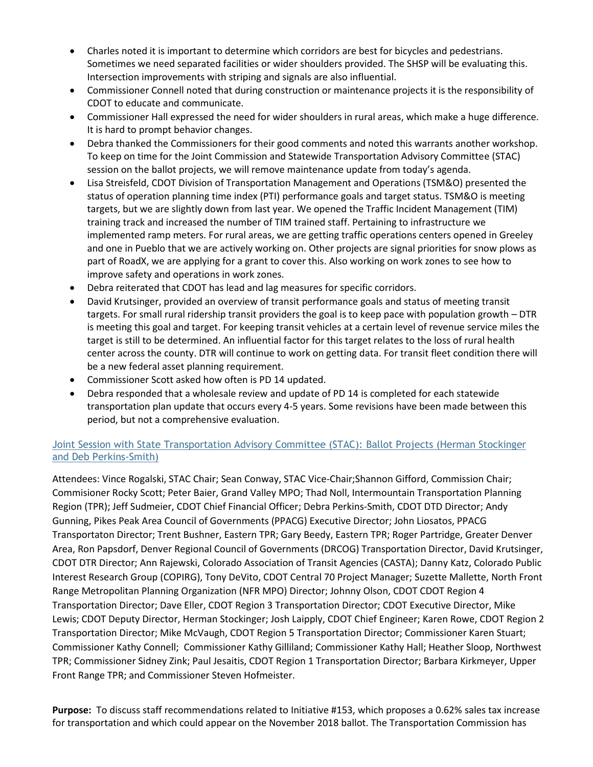- Charles noted it is important to determine which corridors are best for bicycles and pedestrians. Sometimes we need separated facilities or wider shoulders provided. The SHSP will be evaluating this. Intersection improvements with striping and signals are also influential.
- Commissioner Connell noted that during construction or maintenance projects it is the responsibility of CDOT to educate and communicate.
- Commissioner Hall expressed the need for wider shoulders in rural areas, which make a huge difference. It is hard to prompt behavior changes.
- Debra thanked the Commissioners for their good comments and noted this warrants another workshop. To keep on time for the Joint Commission and Statewide Transportation Advisory Committee (STAC) session on the ballot projects, we will remove maintenance update from today's agenda.
- Lisa Streisfeld, CDOT Division of Transportation Management and Operations (TSM&O) presented the status of operation planning time index (PTI) performance goals and target status. TSM&O is meeting targets, but we are slightly down from last year. We opened the Traffic Incident Management (TIM) training track and increased the number of TIM trained staff. Pertaining to infrastructure we implemented ramp meters. For rural areas, we are getting traffic operations centers opened in Greeley and one in Pueblo that we are actively working on. Other projects are signal priorities for snow plows as part of RoadX, we are applying for a grant to cover this. Also working on work zones to see how to improve safety and operations in work zones.
- Debra reiterated that CDOT has lead and lag measures for specific corridors.
- David Krutsinger, provided an overview of transit performance goals and status of meeting transit targets. For small rural ridership transit providers the goal is to keep pace with population growth – DTR is meeting this goal and target. For keeping transit vehicles at a certain level of revenue service miles the target is still to be determined. An influential factor for this target relates to the loss of rural health center across the county. DTR will continue to work on getting data. For transit fleet condition there will be a new federal asset planning requirement.
- Commissioner Scott asked how often is PD 14 updated.
- Debra responded that a wholesale review and update of PD 14 is completed for each statewide transportation plan update that occurs every 4-5 years. Some revisions have been made between this period, but not a comprehensive evaluation.

## Joint Session with State Transportation Advisory Committee (STAC): Ballot Projects (Herman Stockinger and Deb Perkins-Smith)

Attendees: Vince Rogalski, STAC Chair; Sean Conway, STAC Vice-Chair;Shannon Gifford, Commission Chair; Commisioner Rocky Scott; Peter Baier, Grand Valley MPO; Thad Noll, Intermountain Transportation Planning Region (TPR); Jeff Sudmeier, CDOT Chief Financial Officer; Debra Perkins-Smith, CDOT DTD Director; Andy Gunning, Pikes Peak Area Council of Governments (PPACG) Executive Director; John Liosatos, PPACG Transportaton Director; Trent Bushner, Eastern TPR; Gary Beedy, Eastern TPR; Roger Partridge, Greater Denver Area, Ron Papsdorf, Denver Regional Council of Governments (DRCOG) Transportation Director, David Krutsinger, CDOT DTR Director; Ann Rajewski, Colorado Association of Transit Agencies (CASTA); Danny Katz, Colorado Public Interest Research Group (COPIRG), Tony DeVito, CDOT Central 70 Project Manager; Suzette Mallette, North Front Range Metropolitan Planning Organization (NFR MPO) Director; Johnny Olson, CDOT CDOT Region 4 Transportation Director; Dave Eller, CDOT Region 3 Transportation Director; CDOT Executive Director, Mike Lewis; CDOT Deputy Director, Herman Stockinger; Josh Laipply, CDOT Chief Engineer; Karen Rowe, CDOT Region 2 Transportation Director; Mike McVaugh, CDOT Region 5 Transportation Director; Commissioner Karen Stuart; Commissioner Kathy Connell; Commissioner Kathy Gilliland; Commissioner Kathy Hall; Heather Sloop, Northwest TPR; Commissioner Sidney Zink; Paul Jesaitis, CDOT Region 1 Transportation Director; Barbara Kirkmeyer, Upper Front Range TPR; and Commissioner Steven Hofmeister.

**Purpose:** To discuss staff recommendations related to Initiative #153, which proposes a 0.62% sales tax increase for transportation and which could appear on the November 2018 ballot. The Transportation Commission has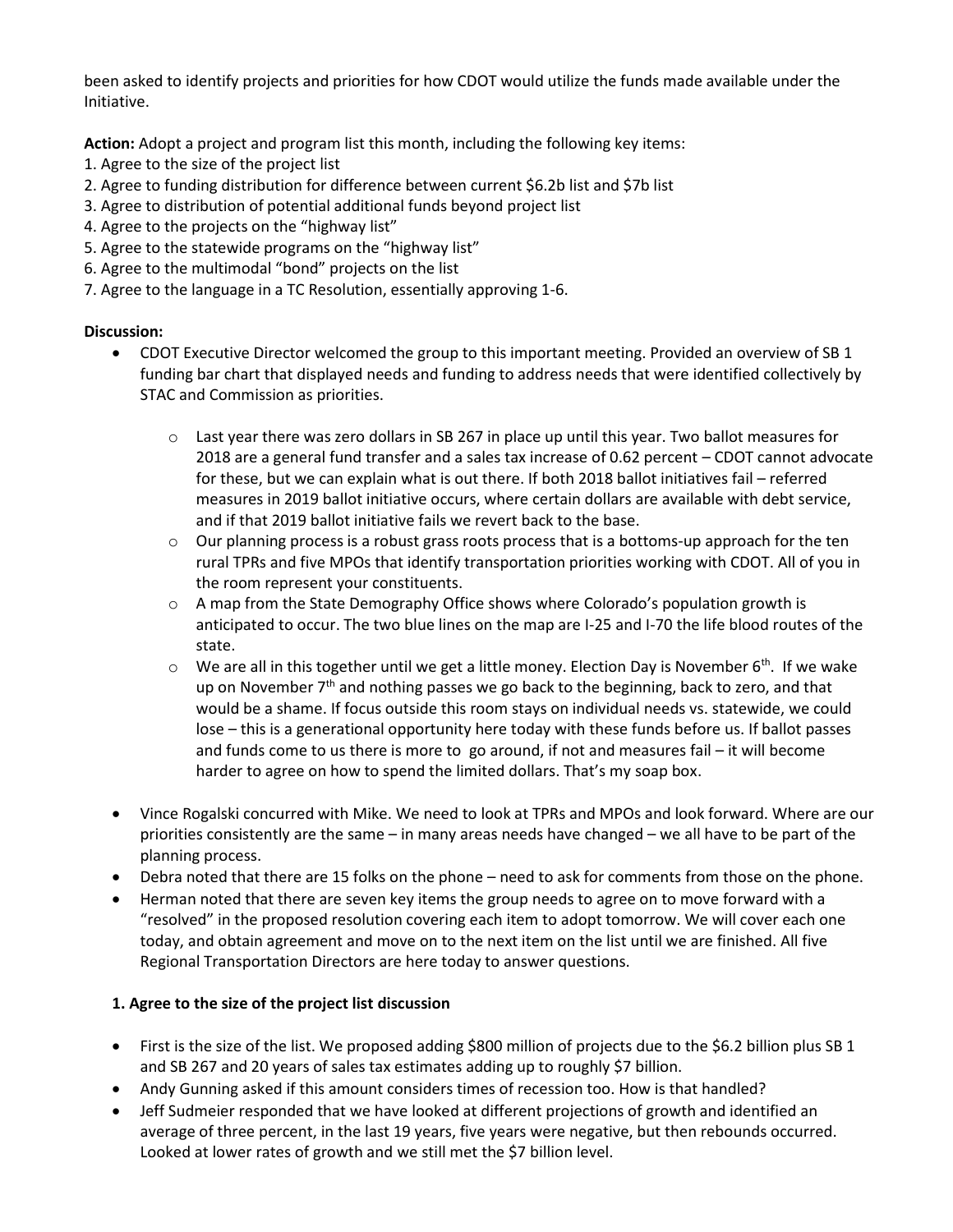been asked to identify projects and priorities for how CDOT would utilize the funds made available under the Initiative.

**Action:** Adopt a project and program list this month, including the following key items:
1. Agree to the size of the project list
2. Agree to funding distribution for difference between current $6.2b list and $7b list
3. Agree to distribution of potential additional funds beyond project list
4. Agree to the projects on the "highway list"
5. Agree to the statewide programs on the "highway list"
6. Agree to the multimodal "bond" projects on the list
7. Agree to the language in a TC Resolution, essentially approving 1-6.

**Discussion:**

- CDOT Executive Director welcomed the group to this important meeting. Provided an overview of SB 1 funding bar chart that displayed needs and funding to address needs that were identified collectively by STAC and Commission as priorities.
    - Last year there was zero dollars in SB 267 in place up until this year. Two ballot measures for 2018 are a general fund transfer and a sales tax increase of 0.62 percent – CDOT cannot advocate for these, but we can explain what is out there. If both 2018 ballot initiatives fail – referred measures in 2019 ballot initiative occurs, where certain dollars are available with debt service, and if that 2019 ballot initiative fails we revert back to the base.
    - Our planning process is a robust grass roots process that is a bottoms-up approach for the ten rural TPRs and five MPOs that identify transportation priorities working with CDOT. All of you in the room represent your constituents.
    - A map from the State Demography Office shows where Colorado's population growth is anticipated to occur. The two blue lines on the map are I-25 and I-70 the life blood routes of the state.
    - We are all in this together until we get a little money. Election Day is November 6th. If we wake up on November 7th and nothing passes we go back to the beginning, back to zero, and that would be a shame. If focus outside this room stays on individual needs vs. statewide, we could lose – this is a generational opportunity here today with these funds before us. If ballot passes and funds come to us there is more to go around, if not and measures fail – it will become harder to agree on how to spend the limited dollars. That's my soap box.
- Vince Rogalski concurred with Mike. We need to look at TPRs and MPOs and look forward. Where are our priorities consistently are the same – in many areas needs have changed – we all have to be part of the planning process.
- Debra noted that there are 15 folks on the phone – need to ask for comments from those on the phone.
- Herman noted that there are seven key items the group needs to agree on to move forward with a "resolved" in the proposed resolution covering each item to adopt tomorrow. We will cover each one today, and obtain agreement and move on to the next item on the list until we are finished. All five Regional Transportation Directors are here today to answer questions.

**1. Agree to the size of the project list discussion**

- First is the size of the list. We proposed adding $800 million of projects due to the $6.2 billion plus SB 1 and SB 267 and 20 years of sales tax estimates adding up to roughly $7 billion.
- Andy Gunning asked if this amount considers times of recession too. How is that handled?
- Jeff Sudmeier responded that we have looked at different projections of growth and identified an average of three percent, in the last 19 years, five years were negative, but then rebounds occurred. Looked at lower rates of growth and we still met the $7 billion level.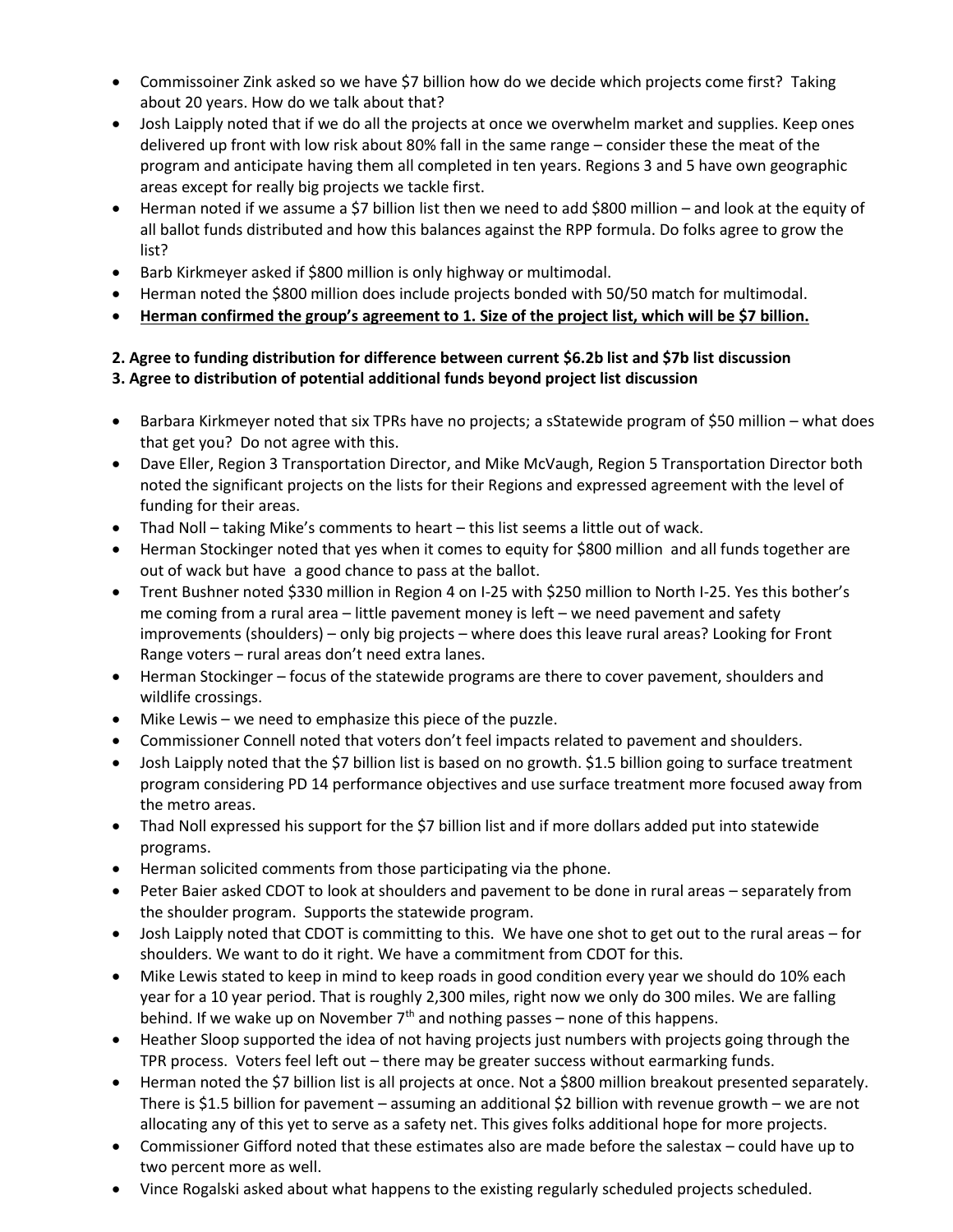- Commissoiner Zink asked so we have $7 billion how do we decide which projects come first? Taking about 20 years. How do we talk about that?
- Josh Laipply noted that if we do all the projects at once we overwhelm market and supplies. Keep ones delivered up front with low risk about 80% fall in the same range – consider these the meat of the program and anticipate having them all completed in ten years. Regions 3 and 5 have own geographic areas except for really big projects we tackle first.
- Herman noted if we assume a $7 billion list then we need to add $800 million – and look at the equity of all ballot funds distributed and how this balances against the RPP formula. Do folks agree to grow the list?
- Barb Kirkmeyer asked if $800 million is only highway or multimodal.
- Herman noted the $800 million does include projects bonded with 50/50 match for multimodal.
- **<u>Herman confirmed the group's agreement to 1. Size of the project list, which will be $7 billion.</u>**

**2. Agree to funding distribution for difference between current $6.2b list and $7b list discussion**
**3. Agree to distribution of potential additional funds beyond project list discussion**

- Barbara Kirkmeyer noted that six TPRs have no projects; a sStatewide program of $50 million – what does that get you? Do not agree with this.
- Dave Eller, Region 3 Transportation Director, and Mike McVaugh, Region 5 Transportation Director both noted the significant projects on the lists for their Regions and expressed agreement with the level of funding for their areas.
- Thad Noll – taking Mike's comments to heart – this list seems a little out of wack.
- Herman Stockinger noted that yes when it comes to equity for $800 million and all funds together are out of wack but have a good chance to pass at the ballot.
- Trent Bushner noted $330 million in Region 4 on I-25 with $250 million to North I-25. Yes this bother's me coming from a rural area – little pavement money is left – we need pavement and safety improvements (shoulders) – only big projects – where does this leave rural areas? Looking for Front Range voters – rural areas don't need extra lanes.
- Herman Stockinger – focus of the statewide programs are there to cover pavement, shoulders and wildlife crossings.
- Mike Lewis – we need to emphasize this piece of the puzzle.
- Commissioner Connell noted that voters don't feel impacts related to pavement and shoulders.
- Josh Laipply noted that the $7 billion list is based on no growth. $1.5 billion going to surface treatment program considering PD 14 performance objectives and use surface treatment more focused away from the metro areas.
- Thad Noll expressed his support for the $7 billion list and if more dollars added put into statewide programs.
- Herman solicited comments from those participating via the phone.
- Peter Baier asked CDOT to look at shoulders and pavement to be done in rural areas – separately from the shoulder program. Supports the statewide program.
- Josh Laipply noted that CDOT is committing to this. We have one shot to get out to the rural areas – for shoulders. We want to do it right. We have a commitment from CDOT for this.
- Mike Lewis stated to keep in mind to keep roads in good condition every year we should do 10% each year for a 10 year period. That is roughly 2,300 miles, right now we only do 300 miles. We are falling behind. If we wake up on November 7th and nothing passes – none of this happens.
- Heather Sloop supported the idea of not having projects just numbers with projects going through the TPR process. Voters feel left out – there may be greater success without earmarking funds.
- Herman noted the $7 billion list is all projects at once. Not a $800 million breakout presented separately. There is $1.5 billion for pavement – assuming an additional $2 billion with revenue growth – we are not allocating any of this yet to serve as a safety net. This gives folks additional hope for more projects.
- Commissioner Gifford noted that these estimates also are made before the salestax – could have up to two percent more as well.
- Vince Rogalski asked about what happens to the existing regularly scheduled projects scheduled.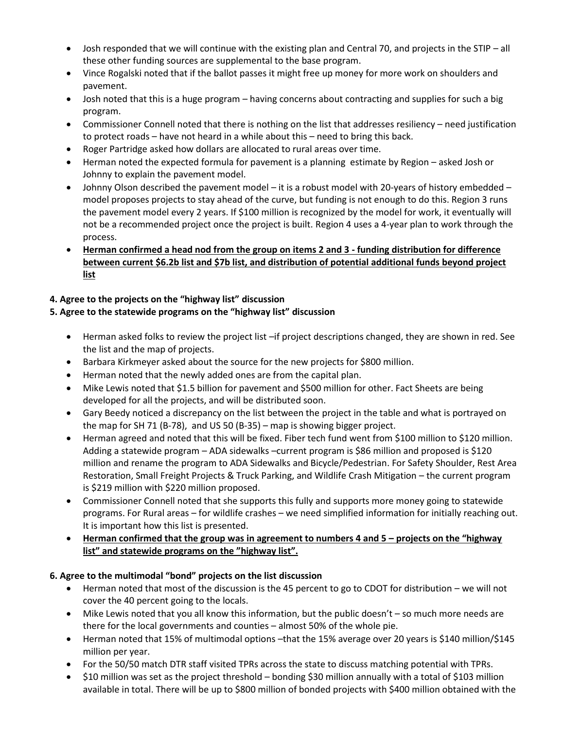- Josh responded that we will continue with the existing plan and Central 70, and projects in the STIP – all these other funding sources are supplemental to the base program.
- Vince Rogalski noted that if the ballot passes it might free up money for more work on shoulders and pavement.
- Josh noted that this is a huge program – having concerns about contracting and supplies for such a big program.
- Commissioner Connell noted that there is nothing on the list that addresses resiliency – need justification to protect roads – have not heard in a while about this – need to bring this back.
- Roger Partridge asked how dollars are allocated to rural areas over time.
- Herman noted the expected formula for pavement is a planning estimate by Region – asked Josh or Johnny to explain the pavement model.
- Johnny Olson described the pavement model – it is a robust model with 20-years of history embedded – model proposes projects to stay ahead of the curve, but funding is not enough to do this. Region 3 runs the pavement model every 2 years. If $100 million is recognized by the model for work, it eventually will not be a recommended project once the project is built. Region 4 uses a 4-year plan to work through the process.
- **Herman confirmed a head nod from the group on items 2 and 3 - funding distribution for difference between current $6.2b list and $7b list, and distribution of potential additional funds beyond project list**

**4. Agree to the projects on the "highway list" discussion**
**5. Agree to the statewide programs on the "highway list" discussion**

- Herman asked folks to review the project list –if project descriptions changed, they are shown in red. See the list and the map of projects.
- Barbara Kirkmeyer asked about the source for the new projects for $800 million.
- Herman noted that the newly added ones are from the capital plan.
- Mike Lewis noted that $1.5 billion for pavement and $500 million for other. Fact Sheets are being developed for all the projects, and will be distributed soon.
- Gary Beedy noticed a discrepancy on the list between the project in the table and what is portrayed on the map for SH 71 (B-78), and US 50 (B-35) – map is showing bigger project.
- Herman agreed and noted that this will be fixed. Fiber tech fund went from $100 million to $120 million. Adding a statewide program – ADA sidewalks –current program is $86 million and proposed is $120 million and rename the program to ADA Sidewalks and Bicycle/Pedestrian. For Safety Shoulder, Rest Area Restoration, Small Freight Projects & Truck Parking, and Wildlife Crash Mitigation – the current program is $219 million with $220 million proposed.
- Commissioner Connell noted that she supports this fully and supports more money going to statewide programs. For Rural areas – for wildlife crashes – we need simplified information for initially reaching out. It is important how this list is presented.
- **Herman confirmed that the group was in agreement to numbers 4 and 5 – projects on the "highway list" and statewide programs on the "highway list".**

**6. Agree to the multimodal "bond" projects on the list discussion**

- Herman noted that most of the discussion is the 45 percent to go to CDOT for distribution – we will not cover the 40 percent going to the locals.
- Mike Lewis noted that you all know this information, but the public doesn't – so much more needs are there for the local governments and counties – almost 50% of the whole pie.
- Herman noted that 15% of multimodal options –that the 15% average over 20 years is $140 million/$145 million per year.
- For the 50/50 match DTR staff visited TPRs across the state to discuss matching potential with TPRs.
- $10 million was set as the project threshold – bonding $30 million annually with a total of $103 million available in total. There will be up to $800 million of bonded projects with $400 million obtained with the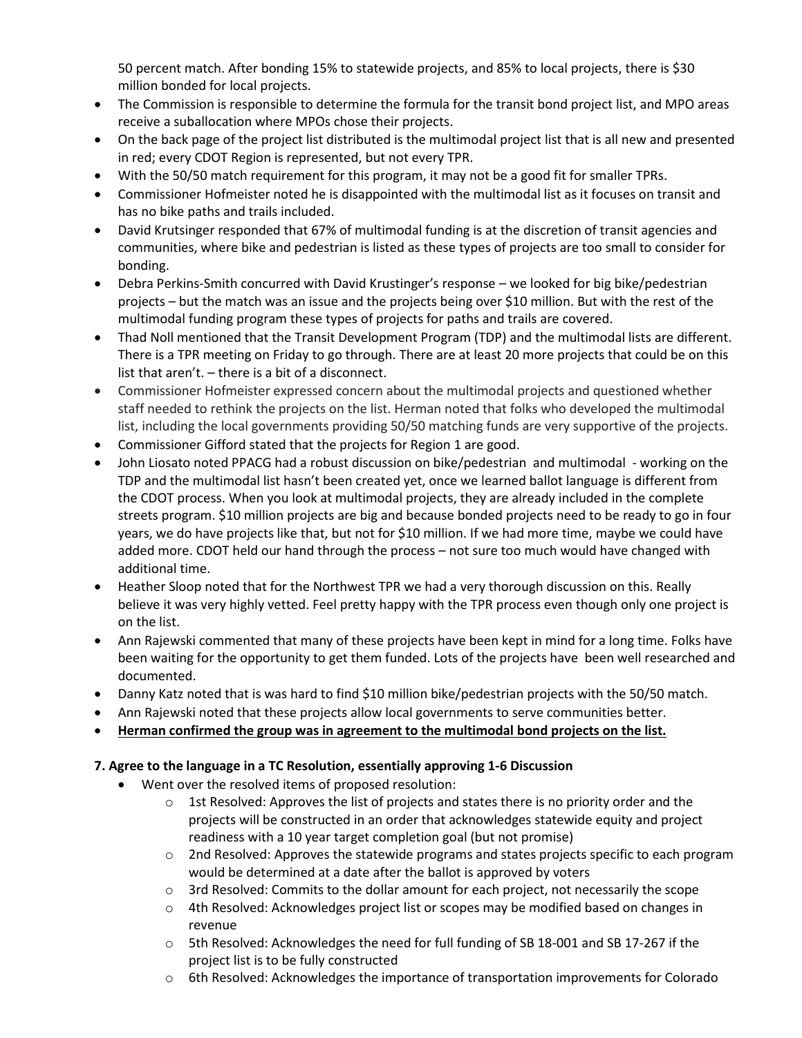50 percent match. After bonding 15% to statewide projects, and 85% to local projects, there is $30 million bonded for local projects.

- The Commission is responsible to determine the formula for the transit bond project list, and MPO areas receive a suballocation where MPOs chose their projects.
- On the back page of the project list distributed is the multimodal project list that is all new and presented in red; every CDOT Region is represented, but not every TPR.
- With the 50/50 match requirement for this program, it may not be a good fit for smaller TPRs.
- Commissioner Hofmeister noted he is disappointed with the multimodal list as it focuses on transit and has no bike paths and trails included.
- David Krutsinger responded that 67% of multimodal funding is at the discretion of transit agencies and communities, where bike and pedestrian is listed as these types of projects are too small to consider for bonding.
- Debra Perkins-Smith concurred with David Krustinger's response – we looked for big bike/pedestrian projects – but the match was an issue and the projects being over $10 million. But with the rest of the multimodal funding program these types of projects for paths and trails are covered.
- Thad Noll mentioned that the Transit Development Program (TDP) and the multimodal lists are different. There is a TPR meeting on Friday to go through. There are at least 20 more projects that could be on this list that aren't. – there is a bit of a disconnect.
- Commissioner Hofmeister expressed concern about the multimodal projects and questioned whether staff needed to rethink the projects on the list. Herman noted that folks who developed the multimodal list, including the local governments providing 50/50 matching funds are very supportive of the projects.
- Commissioner Gifford stated that the projects for Region 1 are good.
- John Liosato noted PPACG had a robust discussion on bike/pedestrian and multimodal - working on the TDP and the multimodal list hasn't been created yet, once we learned ballot language is different from the CDOT process. When you look at multimodal projects, they are already included in the complete streets program. $10 million projects are big and because bonded projects need to be ready to go in four years, we do have projects like that, but not for $10 million. If we had more time, maybe we could have added more. CDOT held our hand through the process – not sure too much would have changed with additional time.
- Heather Sloop noted that for the Northwest TPR we had a very thorough discussion on this. Really believe it was very highly vetted. Feel pretty happy with the TPR process even though only one project is on the list.
- Ann Rajewski commented that many of these projects have been kept in mind for a long time. Folks have been waiting for the opportunity to get them funded. Lots of the projects have been well researched and documented.
- Danny Katz noted that is was hard to find $10 million bike/pedestrian projects with the 50/50 match.
- Ann Rajewski noted that these projects allow local governments to serve communities better.
- **<u>Herman confirmed the group was in agreement to the multimodal bond projects on the list.</u>**

**7. Agree to the language in a TC Resolution, essentially approving 1-6 Discussion**

- Went over the resolved items of proposed resolution:
  - 1st Resolved: Approves the list of projects and states there is no priority order and the projects will be constructed in an order that acknowledges statewide equity and project readiness with a 10 year target completion goal (but not promise)
  - 2nd Resolved: Approves the statewide programs and states projects specific to each program would be determined at a date after the ballot is approved by voters
  - 3rd Resolved: Commits to the dollar amount for each project, not necessarily the scope
  - 4th Resolved: Acknowledges project list or scopes may be modified based on changes in revenue
  - 5th Resolved: Acknowledges the need for full funding of SB 18-001 and SB 17-267 if the project list is to be fully constructed
  - 6th Resolved: Acknowledges the importance of transportation improvements for Colorado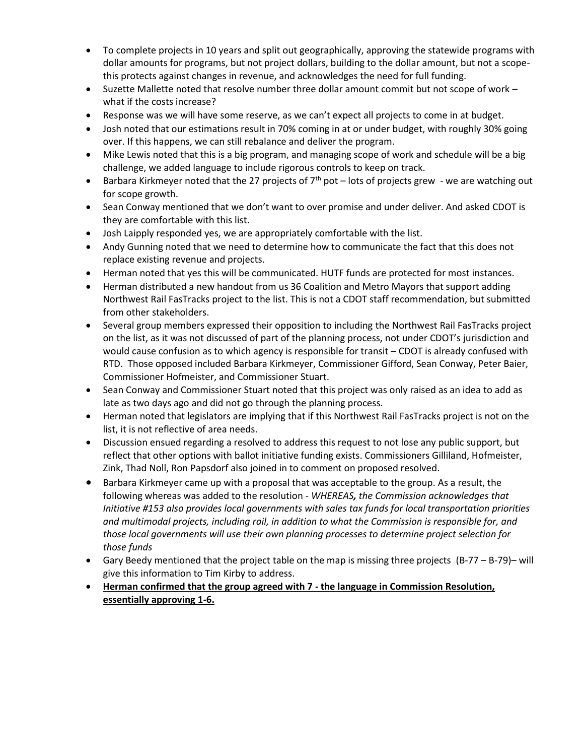- To complete projects in 10 years and split out geographically, approving the statewide programs with dollar amounts for programs, but not project dollars, building to the dollar amount, but not a scope- this protects against changes in revenue, and acknowledges the need for full funding.
- Suzette Mallette noted that resolve number three dollar amount commit but not scope of work – what if the costs increase?
- Response was we will have some reserve, as we can't expect all projects to come in at budget.
- Josh noted that our estimations result in 70% coming in at or under budget, with roughly 30% going over. If this happens, we can still rebalance and deliver the program.
- Mike Lewis noted that this is a big program, and managing scope of work and schedule will be a big challenge, we added language to include rigorous controls to keep on track.
- Barbara Kirkmeyer noted that the 27 projects of 7th pot – lots of projects grew - we are watching out for scope growth.
- Sean Conway mentioned that we don't want to over promise and under deliver. And asked CDOT is they are comfortable with this list.
- Josh Laipply responded yes, we are appropriately comfortable with the list.
- Andy Gunning noted that we need to determine how to communicate the fact that this does not replace existing revenue and projects.
- Herman noted that yes this will be communicated. HUTF funds are protected for most instances.
- Herman distributed a new handout from us 36 Coalition and Metro Mayors that support adding Northwest Rail FasTracks project to the list. This is not a CDOT staff recommendation, but submitted from other stakeholders.
- Several group members expressed their opposition to including the Northwest Rail FasTracks project on the list, as it was not discussed of part of the planning process, not under CDOT's jurisdiction and would cause confusion as to which agency is responsible for transit – CDOT is already confused with RTD. Those opposed included Barbara Kirkmeyer, Commissioner Gifford, Sean Conway, Peter Baier, Commissioner Hofmeister, and Commissioner Stuart.
- Sean Conway and Commissioner Stuart noted that this project was only raised as an idea to add as late as two days ago and did not go through the planning process.
- Herman noted that legislators are implying that if this Northwest Rail FasTracks project is not on the list, it is not reflective of area needs.
- Discussion ensued regarding a resolved to address this request to not lose any public support, but reflect that other options with ballot initiative funding exists. Commissioners Gilliland, Hofmeister, Zink, Thad Noll, Ron Papsdorf also joined in to comment on proposed resolved.
- Barbara Kirkmeyer came up with a proposal that was acceptable to the group. As a result, the following whereas was added to the resolution - *WHEREAS, the Commission acknowledges that Initiative #153 also provides local governments with sales tax funds for local transportation priorities and multimodal projects, including rail, in addition to what the Commission is responsible for, and those local governments will use their own planning processes to determine project selection for those funds*
- Gary Beedy mentioned that the project table on the map is missing three projects (B-77 – B-79)– will give this information to Tim Kirby to address.
- **Herman confirmed that the group agreed with 7 - the language in Commission Resolution, essentially approving 1-6.**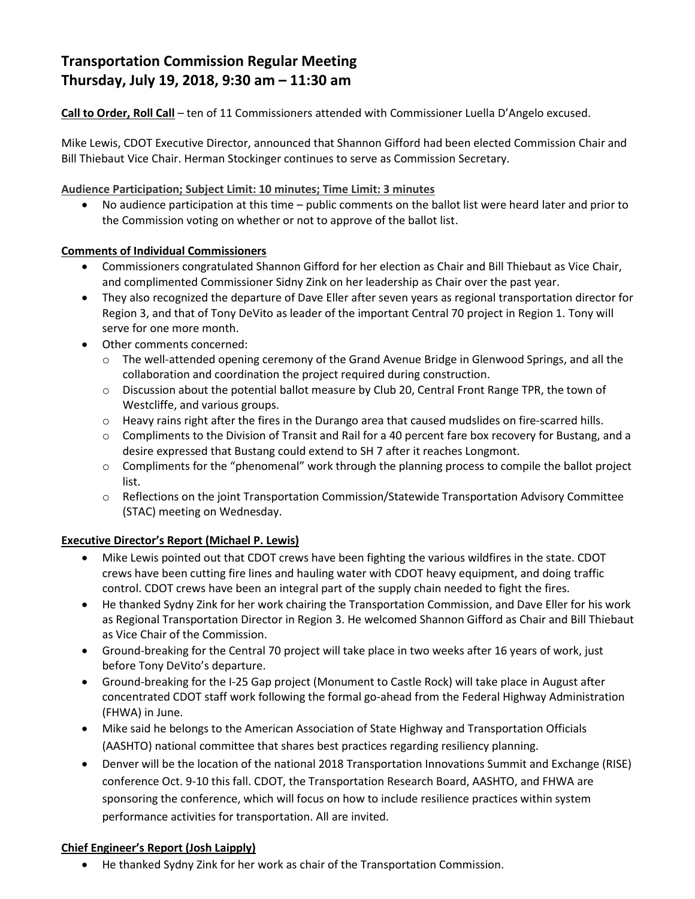# Transportation Commission Regular Meeting
# Thursday, July 19, 2018, 9:30 am – 11:30 am

**Call to Order, Roll Call** – ten of 11 Commissioners attended with Commissioner Luella D'Angelo excused.

Mike Lewis, CDOT Executive Director, announced that Shannon Gifford had been elected Commission Chair and Bill Thiebaut Vice Chair. Herman Stockinger continues to serve as Commission Secretary.

**Audience Participation; Subject Limit: 10 minutes; Time Limit: 3 minutes**

- No audience participation at this time – public comments on the ballot list were heard later and prior to the Commission voting on whether or not to approve of the ballot list.

**Comments of Individual Commissioners**

- Commissioners congratulated Shannon Gifford for her election as Chair and Bill Thiebaut as Vice Chair, and complimented Commissioner Sidny Zink on her leadership as Chair over the past year.
- They also recognized the departure of Dave Eller after seven years as regional transportation director for Region 3, and that of Tony DeVito as leader of the important Central 70 project in Region 1. Tony will serve for one more month.
- Other comments concerned:
  - The well-attended opening ceremony of the Grand Avenue Bridge in Glenwood Springs, and all the collaboration and coordination the project required during construction.
  - Discussion about the potential ballot measure by Club 20, Central Front Range TPR, the town of Westcliffe, and various groups.
  - Heavy rains right after the fires in the Durango area that caused mudslides on fire-scarred hills.
  - Compliments to the Division of Transit and Rail for a 40 percent fare box recovery for Bustang, and a desire expressed that Bustang could extend to SH 7 after it reaches Longmont.
  - Compliments for the "phenomenal" work through the planning process to compile the ballot project list.
  - Reflections on the joint Transportation Commission/Statewide Transportation Advisory Committee (STAC) meeting on Wednesday.

**Executive Director's Report (Michael P. Lewis)**

- Mike Lewis pointed out that CDOT crews have been fighting the various wildfires in the state. CDOT crews have been cutting fire lines and hauling water with CDOT heavy equipment, and doing traffic control. CDOT crews have been an integral part of the supply chain needed to fight the fires.
- He thanked Sydny Zink for her work chairing the Transportation Commission, and Dave Eller for his work as Regional Transportation Director in Region 3. He welcomed Shannon Gifford as Chair and Bill Thiebaut as Vice Chair of the Commission.
- Ground-breaking for the Central 70 project will take place in two weeks after 16 years of work, just before Tony DeVito's departure.
- Ground-breaking for the I-25 Gap project (Monument to Castle Rock) will take place in August after concentrated CDOT staff work following the formal go-ahead from the Federal Highway Administration (FHWA) in June.
- Mike said he belongs to the American Association of State Highway and Transportation Officials (AASHTO) national committee that shares best practices regarding resiliency planning.
- Denver will be the location of the national 2018 Transportation Innovations Summit and Exchange (RISE) conference Oct. 9-10 this fall. CDOT, the Transportation Research Board, AASHTO, and FHWA are sponsoring the conference, which will focus on how to include resilience practices within system performance activities for transportation. All are invited.

**Chief Engineer's Report (Josh Laipply)**

- He thanked Sydny Zink for her work as chair of the Transportation Commission.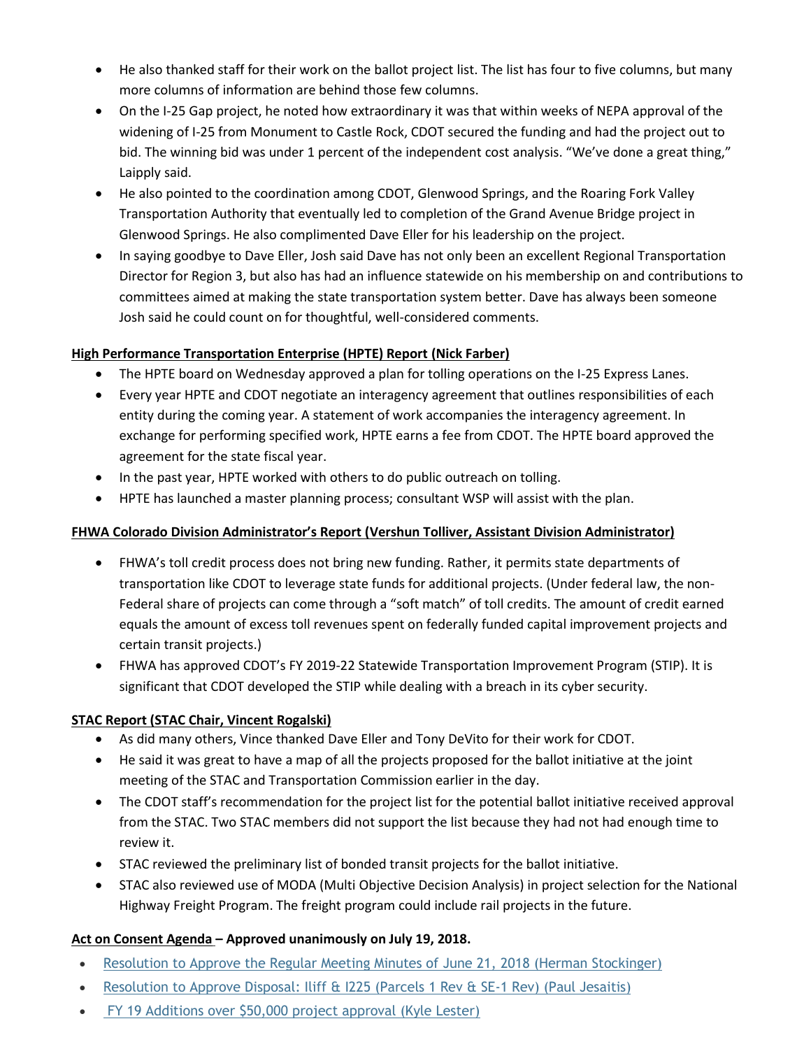- He also thanked staff for their work on the ballot project list. The list has four to five columns, but many more columns of information are behind those few columns.
- On the I-25 Gap project, he noted how extraordinary it was that within weeks of NEPA approval of the widening of I-25 from Monument to Castle Rock, CDOT secured the funding and had the project out to bid. The winning bid was under 1 percent of the independent cost analysis. "We've done a great thing," Laipply said.
- He also pointed to the coordination among CDOT, Glenwood Springs, and the Roaring Fork Valley Transportation Authority that eventually led to completion of the Grand Avenue Bridge project in Glenwood Springs. He also complimented Dave Eller for his leadership on the project.
- In saying goodbye to Dave Eller, Josh said Dave has not only been an excellent Regional Transportation Director for Region 3, but also has had an influence statewide on his membership on and contributions to committees aimed at making the state transportation system better. Dave has always been someone Josh said he could count on for thoughtful, well-considered comments.

**High Performance Transportation Enterprise (HPTE) Report (Nick Farber)**

- The HPTE board on Wednesday approved a plan for tolling operations on the I-25 Express Lanes.
- Every year HPTE and CDOT negotiate an interagency agreement that outlines responsibilities of each entity during the coming year. A statement of work accompanies the interagency agreement. In exchange for performing specified work, HPTE earns a fee from CDOT. The HPTE board approved the agreement for the state fiscal year.
- In the past year, HPTE worked with others to do public outreach on tolling.
- HPTE has launched a master planning process; consultant WSP will assist with the plan.

**FHWA Colorado Division Administrator's Report (Vershun Tolliver, Assistant Division Administrator)**

- FHWA's toll credit process does not bring new funding. Rather, it permits state departments of transportation like CDOT to leverage state funds for additional projects. (Under federal law, the non-Federal share of projects can come through a "soft match" of toll credits. The amount of credit earned equals the amount of excess toll revenues spent on federally funded capital improvement projects and certain transit projects.)
- FHWA has approved CDOT's FY 2019-22 Statewide Transportation Improvement Program (STIP). It is significant that CDOT developed the STIP while dealing with a breach in its cyber security.

**STAC Report (STAC Chair, Vincent Rogalski)**

- As did many others, Vince thanked Dave Eller and Tony DeVito for their work for CDOT.
- He said it was great to have a map of all the projects proposed for the ballot initiative at the joint meeting of the STAC and Transportation Commission earlier in the day.
- The CDOT staff's recommendation for the project list for the potential ballot initiative received approval from the STAC. Two STAC members did not support the list because they had not had enough time to review it.
- STAC reviewed the preliminary list of bonded transit projects for the ballot initiative.
- STAC also reviewed use of MODA (Multi Objective Decision Analysis) in project selection for the National Highway Freight Program. The freight program could include rail projects in the future.

**Act on Consent Agenda – Approved unanimously on July 19, 2018.**

- Resolution to Approve the Regular Meeting Minutes of June 21, 2018 (Herman Stockinger)
- Resolution to Approve Disposal: Iliff & I225 (Parcels 1 Rev & SE-1 Rev) (Paul Jesaitis)
- FY 19 Additions over $50,000 project approval (Kyle Lester)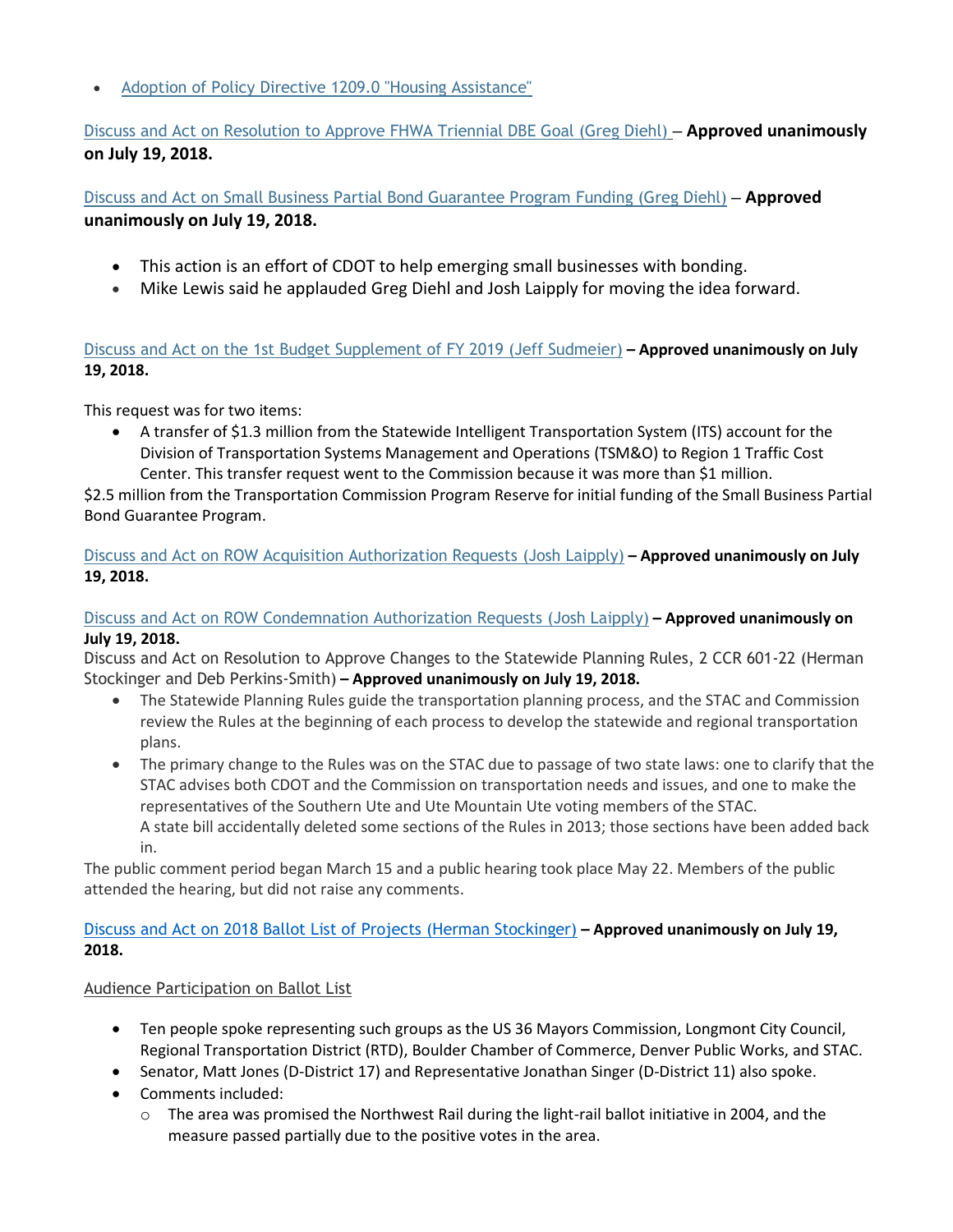- Adoption of Policy Directive 1209.0 "Housing Assistance"

Discuss and Act on Resolution to Approve FHWA Triennial DBE Goal (Greg Diehl) – **Approved unanimously on July 19, 2018.**

Discuss and Act on Small Business Partial Bond Guarantee Program Funding (Greg Diehl) – **Approved unanimously on July 19, 2018.**

- This action is an effort of CDOT to help emerging small businesses with bonding.
- Mike Lewis said he applauded Greg Diehl and Josh Laipply for moving the idea forward.

Discuss and Act on the 1st Budget Supplement of FY 2019 (Jeff Sudmeier) **– Approved unanimously on July 19, 2018.**

This request was for two items:

- A transfer of $1.3 million from the Statewide Intelligent Transportation System (ITS) account for the Division of Transportation Systems Management and Operations (TSM&O) to Region 1 Traffic Cost Center. This transfer request went to the Commission because it was more than $1 million.

$2.5 million from the Transportation Commission Program Reserve for initial funding of the Small Business Partial Bond Guarantee Program.

Discuss and Act on ROW Acquisition Authorization Requests (Josh Laipply) **– Approved unanimously on July 19, 2018.**

Discuss and Act on ROW Condemnation Authorization Requests (Josh Laipply) **– Approved unanimously on July 19, 2018.**

Discuss and Act on Resolution to Approve Changes to the Statewide Planning Rules, 2 CCR 601-22 (Herman Stockinger and Deb Perkins-Smith) **– Approved unanimously on July 19, 2018.**

- The Statewide Planning Rules guide the transportation planning process, and the STAC and Commission review the Rules at the beginning of each process to develop the statewide and regional transportation plans.
- The primary change to the Rules was on the STAC due to passage of two state laws: one to clarify that the STAC advises both CDOT and the Commission on transportation needs and issues, and one to make the representatives of the Southern Ute and Ute Mountain Ute voting members of the STAC. A state bill accidentally deleted some sections of the Rules in 2013; those sections have been added back in.

The public comment period began March 15 and a public hearing took place May 22. Members of the public attended the hearing, but did not raise any comments.

Discuss and Act on 2018 Ballot List of Projects (Herman Stockinger) **– Approved unanimously on July 19, 2018.**

Audience Participation on Ballot List

- Ten people spoke representing such groups as the US 36 Mayors Commission, Longmont City Council, Regional Transportation District (RTD), Boulder Chamber of Commerce, Denver Public Works, and STAC.
- Senator, Matt Jones (D-District 17) and Representative Jonathan Singer (D-District 11) also spoke.
- Comments included:
  - The area was promised the Northwest Rail during the light-rail ballot initiative in 2004, and the measure passed partially due to the positive votes in the area.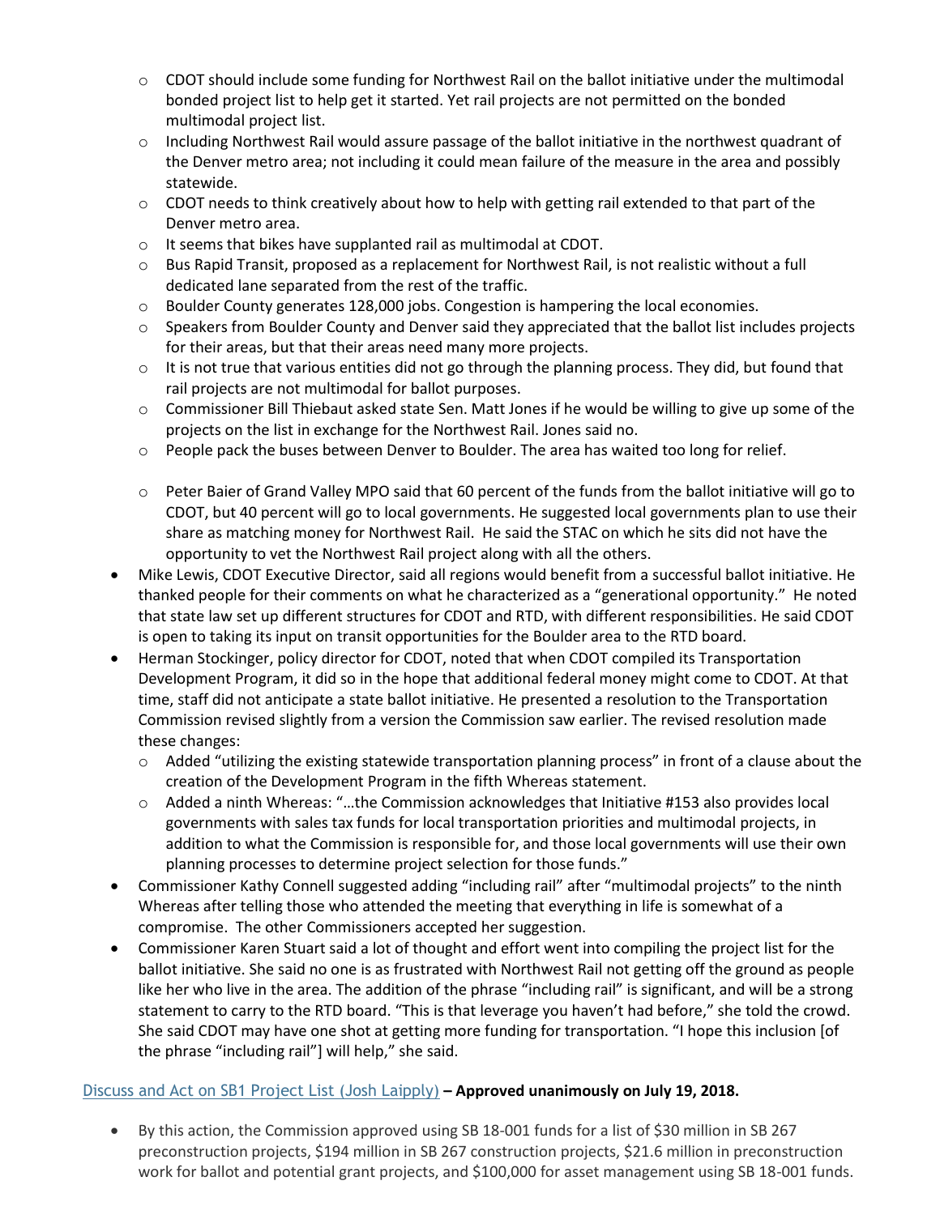- CDOT should include some funding for Northwest Rail on the ballot initiative under the multimodal bonded project list to help get it started. Yet rail projects are not permitted on the bonded multimodal project list.
  - Including Northwest Rail would assure passage of the ballot initiative in the northwest quadrant of the Denver metro area; not including it could mean failure of the measure in the area and possibly statewide.
  - CDOT needs to think creatively about how to help with getting rail extended to that part of the Denver metro area.
  - It seems that bikes have supplanted rail as multimodal at CDOT.
  - Bus Rapid Transit, proposed as a replacement for Northwest Rail, is not realistic without a full dedicated lane separated from the rest of the traffic.
  - Boulder County generates 128,000 jobs. Congestion is hampering the local economies.
  - Speakers from Boulder County and Denver said they appreciated that the ballot list includes projects for their areas, but that their areas need many more projects.
  - It is not true that various entities did not go through the planning process. They did, but found that rail projects are not multimodal for ballot purposes.
  - Commissioner Bill Thiebaut asked state Sen. Matt Jones if he would be willing to give up some of the projects on the list in exchange for the Northwest Rail. Jones said no.
  - People pack the buses between Denver to Boulder. The area has waited too long for relief.
  - Peter Baier of Grand Valley MPO said that 60 percent of the funds from the ballot initiative will go to CDOT, but 40 percent will go to local governments. He suggested local governments plan to use their share as matching money for Northwest Rail. He said the STAC on which he sits did not have the opportunity to vet the Northwest Rail project along with all the others.
- Mike Lewis, CDOT Executive Director, said all regions would benefit from a successful ballot initiative. He thanked people for their comments on what he characterized as a "generational opportunity." He noted that state law set up different structures for CDOT and RTD, with different responsibilities. He said CDOT is open to taking its input on transit opportunities for the Boulder area to the RTD board.
- Herman Stockinger, policy director for CDOT, noted that when CDOT compiled its Transportation Development Program, it did so in the hope that additional federal money might come to CDOT. At that time, staff did not anticipate a state ballot initiative. He presented a resolution to the Transportation Commission revised slightly from a version the Commission saw earlier. The revised resolution made these changes:
  - Added "utilizing the existing statewide transportation planning process" in front of a clause about the creation of the Development Program in the fifth Whereas statement.
  - Added a ninth Whereas: "…the Commission acknowledges that Initiative #153 also provides local governments with sales tax funds for local transportation priorities and multimodal projects, in addition to what the Commission is responsible for, and those local governments will use their own planning processes to determine project selection for those funds."
- Commissioner Kathy Connell suggested adding "including rail" after "multimodal projects" to the ninth Whereas after telling those who attended the meeting that everything in life is somewhat of a compromise. The other Commissioners accepted her suggestion.
- Commissioner Karen Stuart said a lot of thought and effort went into compiling the project list for the ballot initiative. She said no one is as frustrated with Northwest Rail not getting off the ground as people like her who live in the area. The addition of the phrase "including rail" is significant, and will be a strong statement to carry to the RTD board. "This is that leverage you haven't had before," she told the crowd. She said CDOT may have one shot at getting more funding for transportation. "I hope this inclusion [of the phrase "including rail"] will help," she said.

Discuss and Act on SB1 Project List (Josh Laipply) – **Approved unanimously on July 19, 2018.**

- By this action, the Commission approved using SB 18-001 funds for a list of $30 million in SB 267 preconstruction projects, $194 million in SB 267 construction projects, $21.6 million in preconstruction work for ballot and potential grant projects, and $100,000 for asset management using SB 18-001 funds.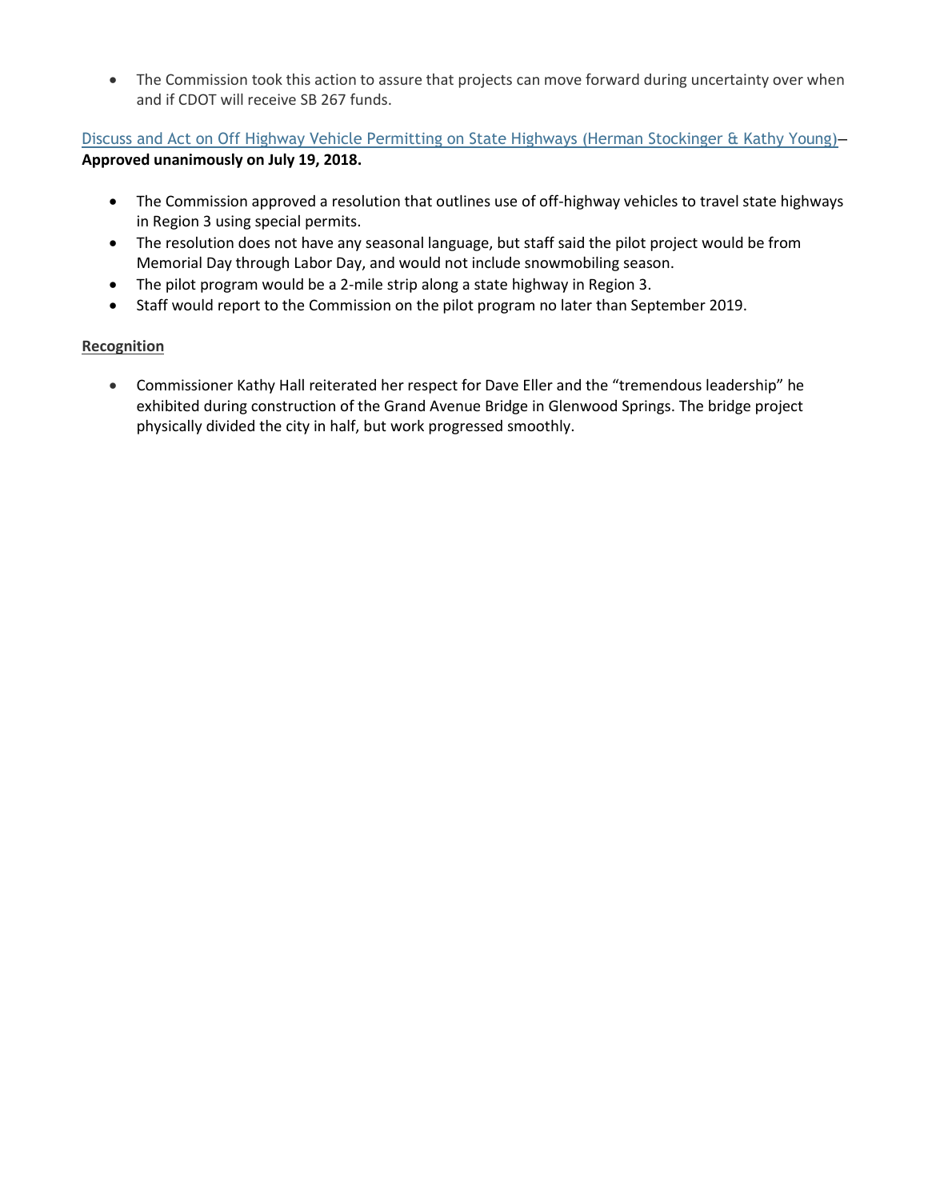- The Commission took this action to assure that projects can move forward during uncertainty over when and if CDOT will receive SB 267 funds.

Discuss and Act on Off Highway Vehicle Permitting on State Highways (Herman Stockinger & Kathy Young)– **Approved unanimously on July 19, 2018.**

- The Commission approved a resolution that outlines use of off-highway vehicles to travel state highways in Region 3 using special permits.
- The resolution does not have any seasonal language, but staff said the pilot project would be from Memorial Day through Labor Day, and would not include snowmobiling season.
- The pilot program would be a 2-mile strip along a state highway in Region 3.
- Staff would report to the Commission on the pilot program no later than September 2019.

**Recognition**

- Commissioner Kathy Hall reiterated her respect for Dave Eller and the "tremendous leadership" he exhibited during construction of the Grand Avenue Bridge in Glenwood Springs. The bridge project physically divided the city in half, but work progressed smoothly.